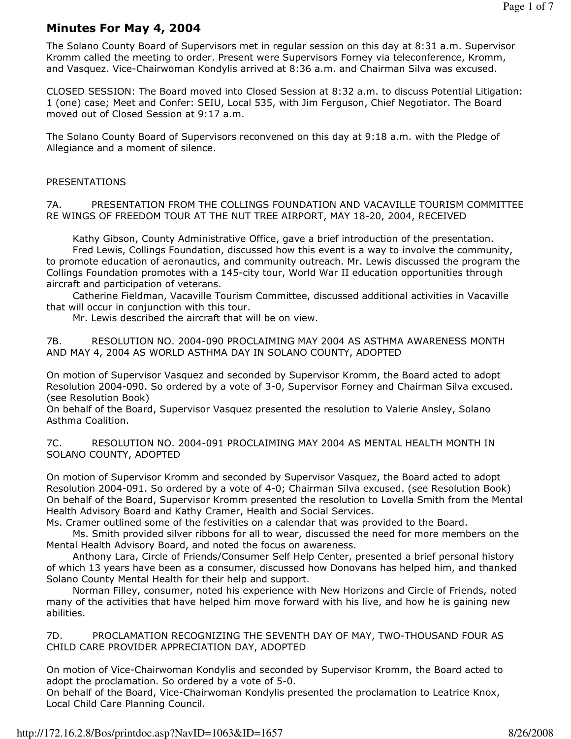# Minutes For May 4, 2004

The Solano County Board of Supervisors met in regular session on this day at 8:31 a.m. Supervisor Kromm called the meeting to order. Present were Supervisors Forney via teleconference, Kromm, and Vasquez. Vice-Chairwoman Kondylis arrived at 8:36 a.m. and Chairman Silva was excused.

CLOSED SESSION: The Board moved into Closed Session at 8:32 a.m. to discuss Potential Litigation: 1 (one) case; Meet and Confer: SEIU, Local 535, with Jim Ferguson, Chief Negotiator. The Board moved out of Closed Session at 9:17 a.m.

The Solano County Board of Supervisors reconvened on this day at 9:18 a.m. with the Pledge of Allegiance and a moment of silence.

PRESENTATIONS

7A. PRESENTATION FROM THE COLLINGS FOUNDATION AND VACAVILLE TOURISM COMMITTEE RE WINGS OF FREEDOM TOUR AT THE NUT TREE AIRPORT, MAY 18-20, 2004, RECEIVED

Kathy Gibson, County Administrative Office, gave a brief introduction of the presentation.

Fred Lewis, Collings Foundation, discussed how this event is a way to involve the community, to promote education of aeronautics, and community outreach. Mr. Lewis discussed the program the Collings Foundation promotes with a 145-city tour, World War II education opportunities through aircraft and participation of veterans.

Catherine Fieldman, Vacaville Tourism Committee, discussed additional activities in Vacaville that will occur in conjunction with this tour.

Mr. Lewis described the aircraft that will be on view.

7B. RESOLUTION NO. 2004-090 PROCLAIMING MAY 2004 AS ASTHMA AWARENESS MONTH AND MAY 4, 2004 AS WORLD ASTHMA DAY IN SOLANO COUNTY, ADOPTED

On motion of Supervisor Vasquez and seconded by Supervisor Kromm, the Board acted to adopt Resolution 2004-090. So ordered by a vote of 3-0, Supervisor Forney and Chairman Silva excused. (see Resolution Book)
On behalf of the Board, Supervisor Vasquez presented the resolution to Valerie Ansley, Solano Asthma Coalition.

7C. RESOLUTION NO. 2004-091 PROCLAIMING MAY 2004 AS MENTAL HEALTH MONTH IN SOLANO COUNTY, ADOPTED

On motion of Supervisor Kromm and seconded by Supervisor Vasquez, the Board acted to adopt Resolution 2004-091. So ordered by a vote of 4-0; Chairman Silva excused. (see Resolution Book)
On behalf of the Board, Supervisor Kromm presented the resolution to Lovella Smith from the Mental Health Advisory Board and Kathy Cramer, Health and Social Services.
Ms. Cramer outlined some of the festivities on a calendar that was provided to the Board.

Ms. Smith provided silver ribbons for all to wear, discussed the need for more members on the Mental Health Advisory Board, and noted the focus on awareness.

Anthony Lara, Circle of Friends/Consumer Self Help Center, presented a brief personal history of which 13 years have been as a consumer, discussed how Donovans has helped him, and thanked Solano County Mental Health for their help and support.

Norman Filley, consumer, noted his experience with New Horizons and Circle of Friends, noted many of the activities that have helped him move forward with his live, and how he is gaining new abilities.

7D. PROCLAMATION RECOGNIZING THE SEVENTH DAY OF MAY, TWO-THOUSAND FOUR AS CHILD CARE PROVIDER APPRECIATION DAY, ADOPTED

On motion of Vice-Chairwoman Kondylis and seconded by Supervisor Kromm, the Board acted to adopt the proclamation. So ordered by a vote of 5-0.
On behalf of the Board, Vice-Chairwoman Kondylis presented the proclamation to Leatrice Knox, Local Child Care Planning Council.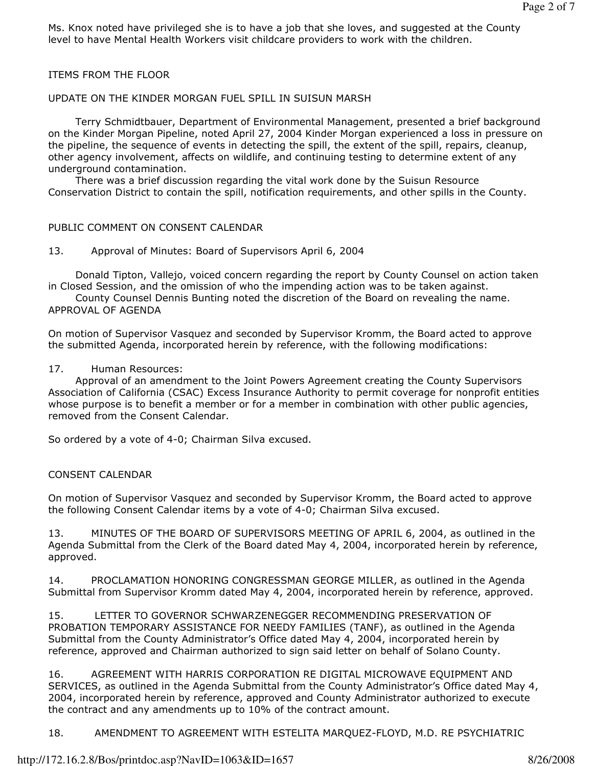Ms. Knox noted have privileged she is to have a job that she loves, and suggested at the County level to have Mental Health Workers visit childcare providers to work with the children.

ITEMS FROM THE FLOOR

UPDATE ON THE KINDER MORGAN FUEL SPILL IN SUISUN MARSH

Terry Schmidtbauer, Department of Environmental Management, presented a brief background on the Kinder Morgan Pipeline, noted April 27, 2004 Kinder Morgan experienced a loss in pressure on the pipeline, the sequence of events in detecting the spill, the extent of the spill, repairs, cleanup, other agency involvement, affects on wildlife, and continuing testing to determine extent of any underground contamination.

There was a brief discussion regarding the vital work done by the Suisun Resource Conservation District to contain the spill, notification requirements, and other spills in the County.

PUBLIC COMMENT ON CONSENT CALENDAR

13. Approval of Minutes: Board of Supervisors April 6, 2004

Donald Tipton, Vallejo, voiced concern regarding the report by County Counsel on action taken in Closed Session, and the omission of who the impending action was to be taken against.

County Counsel Dennis Bunting noted the discretion of the Board on revealing the name.

APPROVAL OF AGENDA

On motion of Supervisor Vasquez and seconded by Supervisor Kromm, the Board acted to approve the submitted Agenda, incorporated herein by reference, with the following modifications:

17. Human Resources:

Approval of an amendment to the Joint Powers Agreement creating the County Supervisors Association of California (CSAC) Excess Insurance Authority to permit coverage for nonprofit entities whose purpose is to benefit a member or for a member in combination with other public agencies, removed from the Consent Calendar.

So ordered by a vote of 4-0; Chairman Silva excused.

CONSENT CALENDAR

On motion of Supervisor Vasquez and seconded by Supervisor Kromm, the Board acted to approve the following Consent Calendar items by a vote of 4-0; Chairman Silva excused.

13. MINUTES OF THE BOARD OF SUPERVISORS MEETING OF APRIL 6, 2004, as outlined in the Agenda Submittal from the Clerk of the Board dated May 4, 2004, incorporated herein by reference, approved.

14. PROCLAMATION HONORING CONGRESSMAN GEORGE MILLER, as outlined in the Agenda Submittal from Supervisor Kromm dated May 4, 2004, incorporated herein by reference, approved.

15. LETTER TO GOVERNOR SCHWARZENEGGER RECOMMENDING PRESERVATION OF PROBATION TEMPORARY ASSISTANCE FOR NEEDY FAMILIES (TANF), as outlined in the Agenda Submittal from the County Administrator's Office dated May 4, 2004, incorporated herein by reference, approved and Chairman authorized to sign said letter on behalf of Solano County.

16. AGREEMENT WITH HARRIS CORPORATION RE DIGITAL MICROWAVE EQUIPMENT AND SERVICES, as outlined in the Agenda Submittal from the County Administrator's Office dated May 4, 2004, incorporated herein by reference, approved and County Administrator authorized to execute the contract and any amendments up to 10% of the contract amount.

18. AMENDMENT TO AGREEMENT WITH ESTELITA MARQUEZ-FLOYD, M.D. RE PSYCHIATRIC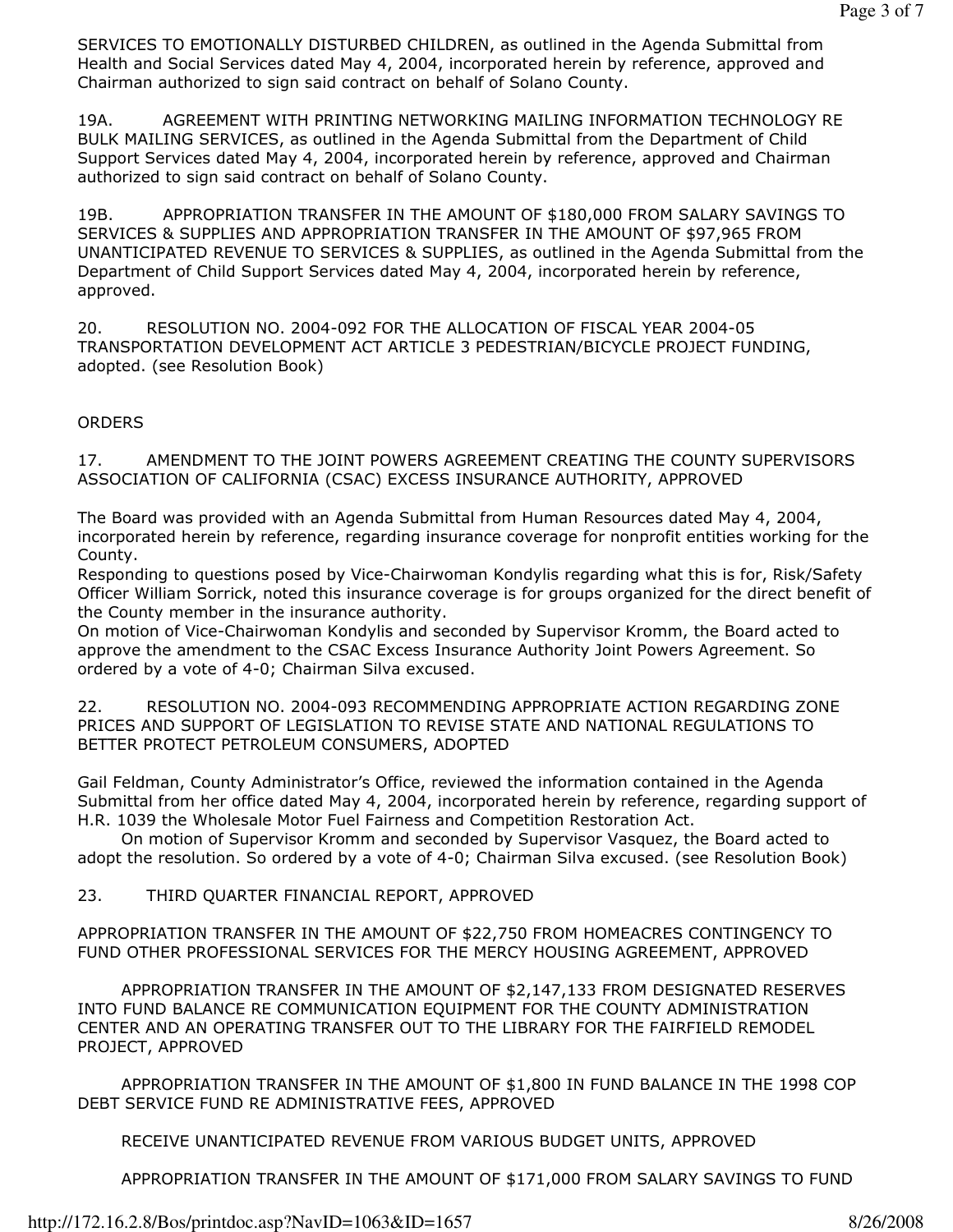SERVICES TO EMOTIONALLY DISTURBED CHILDREN, as outlined in the Agenda Submittal from Health and Social Services dated May 4, 2004, incorporated herein by reference, approved and Chairman authorized to sign said contract on behalf of Solano County.

19A. AGREEMENT WITH PRINTING NETWORKING MAILING INFORMATION TECHNOLOGY RE BULK MAILING SERVICES, as outlined in the Agenda Submittal from the Department of Child Support Services dated May 4, 2004, incorporated herein by reference, approved and Chairman authorized to sign said contract on behalf of Solano County.

19B. APPROPRIATION TRANSFER IN THE AMOUNT OF $180,000 FROM SALARY SAVINGS TO SERVICES & SUPPLIES AND APPROPRIATION TRANSFER IN THE AMOUNT OF $97,965 FROM UNANTICIPATED REVENUE TO SERVICES & SUPPLIES, as outlined in the Agenda Submittal from the Department of Child Support Services dated May 4, 2004, incorporated herein by reference, approved.

20. RESOLUTION NO. 2004-092 FOR THE ALLOCATION OF FISCAL YEAR 2004-05 TRANSPORTATION DEVELOPMENT ACT ARTICLE 3 PEDESTRIAN/BICYCLE PROJECT FUNDING, adopted. (see Resolution Book)

ORDERS

17. AMENDMENT TO THE JOINT POWERS AGREEMENT CREATING THE COUNTY SUPERVISORS ASSOCIATION OF CALIFORNIA (CSAC) EXCESS INSURANCE AUTHORITY, APPROVED

The Board was provided with an Agenda Submittal from Human Resources dated May 4, 2004, incorporated herein by reference, regarding insurance coverage for nonprofit entities working for the County.
Responding to questions posed by Vice-Chairwoman Kondylis regarding what this is for, Risk/Safety Officer William Sorrick, noted this insurance coverage is for groups organized for the direct benefit of the County member in the insurance authority.
On motion of Vice-Chairwoman Kondylis and seconded by Supervisor Kromm, the Board acted to approve the amendment to the CSAC Excess Insurance Authority Joint Powers Agreement. So ordered by a vote of 4-0; Chairman Silva excused.

22. RESOLUTION NO. 2004-093 RECOMMENDING APPROPRIATE ACTION REGARDING ZONE PRICES AND SUPPORT OF LEGISLATION TO REVISE STATE AND NATIONAL REGULATIONS TO BETTER PROTECT PETROLEUM CONSUMERS, ADOPTED

Gail Feldman, County Administrator's Office, reviewed the information contained in the Agenda Submittal from her office dated May 4, 2004, incorporated herein by reference, regarding support of H.R. 1039 the Wholesale Motor Fuel Fairness and Competition Restoration Act.
On motion of Supervisor Kromm and seconded by Supervisor Vasquez, the Board acted to adopt the resolution. So ordered by a vote of 4-0; Chairman Silva excused. (see Resolution Book)

23. THIRD QUARTER FINANCIAL REPORT, APPROVED

APPROPRIATION TRANSFER IN THE AMOUNT OF $22,750 FROM HOMEACRES CONTINGENCY TO FUND OTHER PROFESSIONAL SERVICES FOR THE MERCY HOUSING AGREEMENT, APPROVED

APPROPRIATION TRANSFER IN THE AMOUNT OF $2,147,133 FROM DESIGNATED RESERVES INTO FUND BALANCE RE COMMUNICATION EQUIPMENT FOR THE COUNTY ADMINISTRATION CENTER AND AN OPERATING TRANSFER OUT TO THE LIBRARY FOR THE FAIRFIELD REMODEL PROJECT, APPROVED

APPROPRIATION TRANSFER IN THE AMOUNT OF $1,800 IN FUND BALANCE IN THE 1998 COP DEBT SERVICE FUND RE ADMINISTRATIVE FEES, APPROVED

RECEIVE UNANTICIPATED REVENUE FROM VARIOUS BUDGET UNITS, APPROVED

APPROPRIATION TRANSFER IN THE AMOUNT OF $171,000 FROM SALARY SAVINGS TO FUND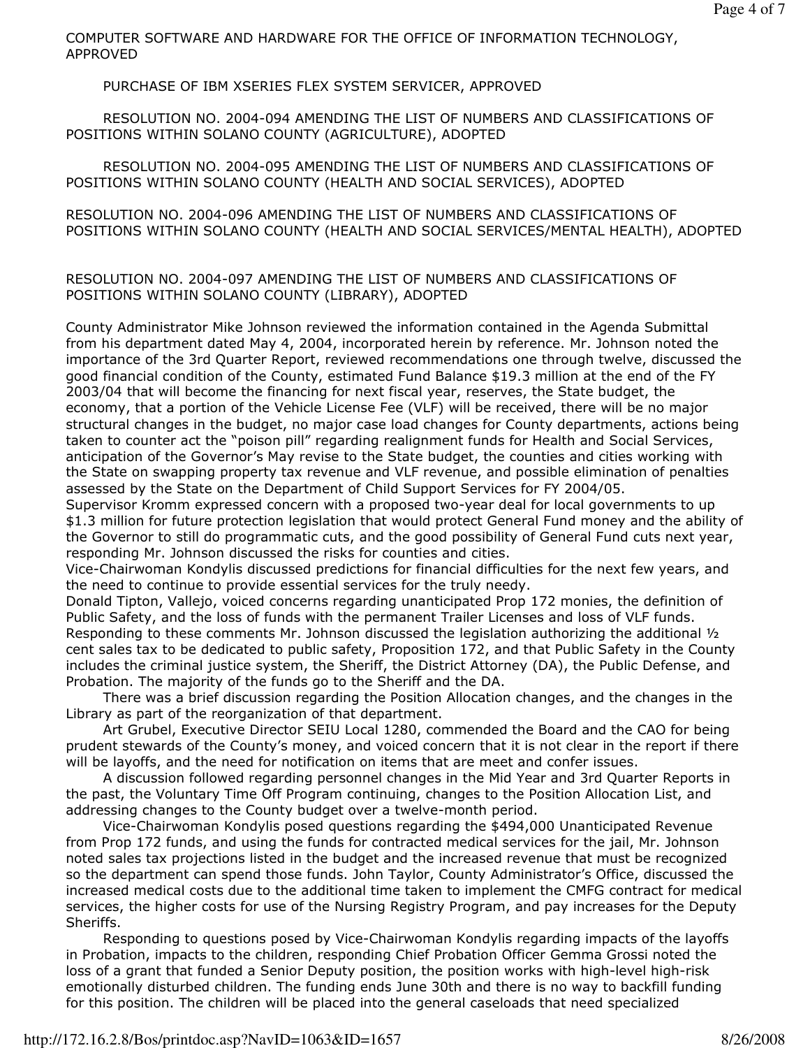COMPUTER SOFTWARE AND HARDWARE FOR THE OFFICE OF INFORMATION TECHNOLOGY, APPROVED

PURCHASE OF IBM XSERIES FLEX SYSTEM SERVICER, APPROVED

RESOLUTION NO. 2004-094 AMENDING THE LIST OF NUMBERS AND CLASSIFICATIONS OF POSITIONS WITHIN SOLANO COUNTY (AGRICULTURE), ADOPTED

RESOLUTION NO. 2004-095 AMENDING THE LIST OF NUMBERS AND CLASSIFICATIONS OF POSITIONS WITHIN SOLANO COUNTY (HEALTH AND SOCIAL SERVICES), ADOPTED

RESOLUTION NO. 2004-096 AMENDING THE LIST OF NUMBERS AND CLASSIFICATIONS OF POSITIONS WITHIN SOLANO COUNTY (HEALTH AND SOCIAL SERVICES/MENTAL HEALTH), ADOPTED

RESOLUTION NO. 2004-097 AMENDING THE LIST OF NUMBERS AND CLASSIFICATIONS OF POSITIONS WITHIN SOLANO COUNTY (LIBRARY), ADOPTED

County Administrator Mike Johnson reviewed the information contained in the Agenda Submittal from his department dated May 4, 2004, incorporated herein by reference. Mr. Johnson noted the importance of the 3rd Quarter Report, reviewed recommendations one through twelve, discussed the good financial condition of the County, estimated Fund Balance $19.3 million at the end of the FY 2003/04 that will become the financing for next fiscal year, reserves, the State budget, the economy, that a portion of the Vehicle License Fee (VLF) will be received, there will be no major structural changes in the budget, no major case load changes for County departments, actions being taken to counter act the "poison pill" regarding realignment funds for Health and Social Services, anticipation of the Governor's May revise to the State budget, the counties and cities working with the State on swapping property tax revenue and VLF revenue, and possible elimination of penalties assessed by the State on the Department of Child Support Services for FY 2004/05.

Supervisor Kromm expressed concern with a proposed two-year deal for local governments to up $1.3 million for future protection legislation that would protect General Fund money and the ability of the Governor to still do programmatic cuts, and the good possibility of General Fund cuts next year, responding Mr. Johnson discussed the risks for counties and cities.

Vice-Chairwoman Kondylis discussed predictions for financial difficulties for the next few years, and the need to continue to provide essential services for the truly needy.

Donald Tipton, Vallejo, voiced concerns regarding unanticipated Prop 172 monies, the definition of Public Safety, and the loss of funds with the permanent Trailer Licenses and loss of VLF funds. Responding to these comments Mr. Johnson discussed the legislation authorizing the additional ½ cent sales tax to be dedicated to public safety, Proposition 172, and that Public Safety in the County includes the criminal justice system, the Sheriff, the District Attorney (DA), the Public Defense, and Probation. The majority of the funds go to the Sheriff and the DA.

There was a brief discussion regarding the Position Allocation changes, and the changes in the Library as part of the reorganization of that department.

Art Grubel, Executive Director SEIU Local 1280, commended the Board and the CAO for being prudent stewards of the County's money, and voiced concern that it is not clear in the report if there will be layoffs, and the need for notification on items that are meet and confer issues.

A discussion followed regarding personnel changes in the Mid Year and 3rd Quarter Reports in the past, the Voluntary Time Off Program continuing, changes to the Position Allocation List, and addressing changes to the County budget over a twelve-month period.

Vice-Chairwoman Kondylis posed questions regarding the $494,000 Unanticipated Revenue from Prop 172 funds, and using the funds for contracted medical services for the jail, Mr. Johnson noted sales tax projections listed in the budget and the increased revenue that must be recognized so the department can spend those funds. John Taylor, County Administrator's Office, discussed the increased medical costs due to the additional time taken to implement the CMFG contract for medical services, the higher costs for use of the Nursing Registry Program, and pay increases for the Deputy Sheriffs.

Responding to questions posed by Vice-Chairwoman Kondylis regarding impacts of the layoffs in Probation, impacts to the children, responding Chief Probation Officer Gemma Grossi noted the loss of a grant that funded a Senior Deputy position, the position works with high-level high-risk emotionally disturbed children. The funding ends June 30th and there is no way to backfill funding for this position. The children will be placed into the general caseloads that need specialized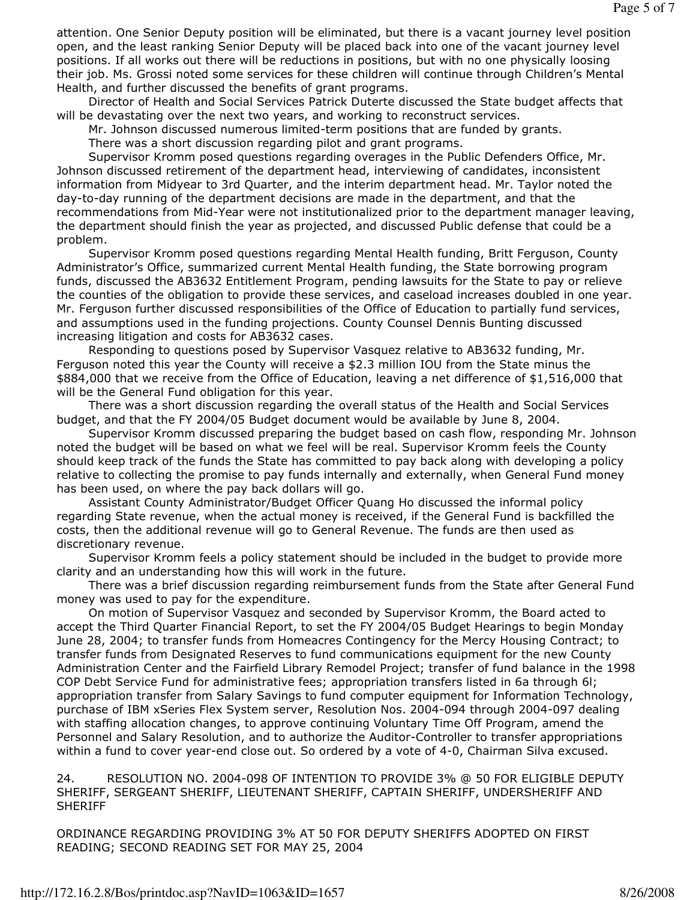attention. One Senior Deputy position will be eliminated, but there is a vacant journey level position open, and the least ranking Senior Deputy will be placed back into one of the vacant journey level positions. If all works out there will be reductions in positions, but with no one physically loosing their job. Ms. Grossi noted some services for these children will continue through Children's Mental Health, and further discussed the benefits of grant programs.

Director of Health and Social Services Patrick Duterte discussed the State budget affects that will be devastating over the next two years, and working to reconstruct services.

Mr. Johnson discussed numerous limited-term positions that are funded by grants.

There was a short discussion regarding pilot and grant programs.

Supervisor Kromm posed questions regarding overages in the Public Defenders Office, Mr. Johnson discussed retirement of the department head, interviewing of candidates, inconsistent information from Midyear to 3rd Quarter, and the interim department head. Mr. Taylor noted the day-to-day running of the department decisions are made in the department, and that the recommendations from Mid-Year were not institutionalized prior to the department manager leaving, the department should finish the year as projected, and discussed Public defense that could be a problem.

Supervisor Kromm posed questions regarding Mental Health funding, Britt Ferguson, County Administrator's Office, summarized current Mental Health funding, the State borrowing program funds, discussed the AB3632 Entitlement Program, pending lawsuits for the State to pay or relieve the counties of the obligation to provide these services, and caseload increases doubled in one year. Mr. Ferguson further discussed responsibilities of the Office of Education to partially fund services, and assumptions used in the funding projections. County Counsel Dennis Bunting discussed increasing litigation and costs for AB3632 cases.

Responding to questions posed by Supervisor Vasquez relative to AB3632 funding, Mr. Ferguson noted this year the County will receive a $2.3 million IOU from the State minus the $884,000 that we receive from the Office of Education, leaving a net difference of $1,516,000 that will be the General Fund obligation for this year.

There was a short discussion regarding the overall status of the Health and Social Services budget, and that the FY 2004/05 Budget document would be available by June 8, 2004.

Supervisor Kromm discussed preparing the budget based on cash flow, responding Mr. Johnson noted the budget will be based on what we feel will be real. Supervisor Kromm feels the County should keep track of the funds the State has committed to pay back along with developing a policy relative to collecting the promise to pay funds internally and externally, when General Fund money has been used, on where the pay back dollars will go.

Assistant County Administrator/Budget Officer Quang Ho discussed the informal policy regarding State revenue, when the actual money is received, if the General Fund is backfilled the costs, then the additional revenue will go to General Revenue. The funds are then used as discretionary revenue.

Supervisor Kromm feels a policy statement should be included in the budget to provide more clarity and an understanding how this will work in the future.

There was a brief discussion regarding reimbursement funds from the State after General Fund money was used to pay for the expenditure.

On motion of Supervisor Vasquez and seconded by Supervisor Kromm, the Board acted to accept the Third Quarter Financial Report, to set the FY 2004/05 Budget Hearings to begin Monday June 28, 2004; to transfer funds from Homeacres Contingency for the Mercy Housing Contract; to transfer funds from Designated Reserves to fund communications equipment for the new County Administration Center and the Fairfield Library Remodel Project; transfer of fund balance in the 1998 COP Debt Service Fund for administrative fees; appropriation transfers listed in 6a through 6l; appropriation transfer from Salary Savings to fund computer equipment for Information Technology, purchase of IBM xSeries Flex System server, Resolution Nos. 2004-094 through 2004-097 dealing with staffing allocation changes, to approve continuing Voluntary Time Off Program, amend the Personnel and Salary Resolution, and to authorize the Auditor-Controller to transfer appropriations within a fund to cover year-end close out. So ordered by a vote of 4-0, Chairman Silva excused.

24. RESOLUTION NO. 2004-098 OF INTENTION TO PROVIDE 3% @ 50 FOR ELIGIBLE DEPUTY SHERIFF, SERGEANT SHERIFF, LIEUTENANT SHERIFF, CAPTAIN SHERIFF, UNDERSHERIFF AND SHERIFF

ORDINANCE REGARDING PROVIDING 3% AT 50 FOR DEPUTY SHERIFFS ADOPTED ON FIRST READING; SECOND READING SET FOR MAY 25, 2004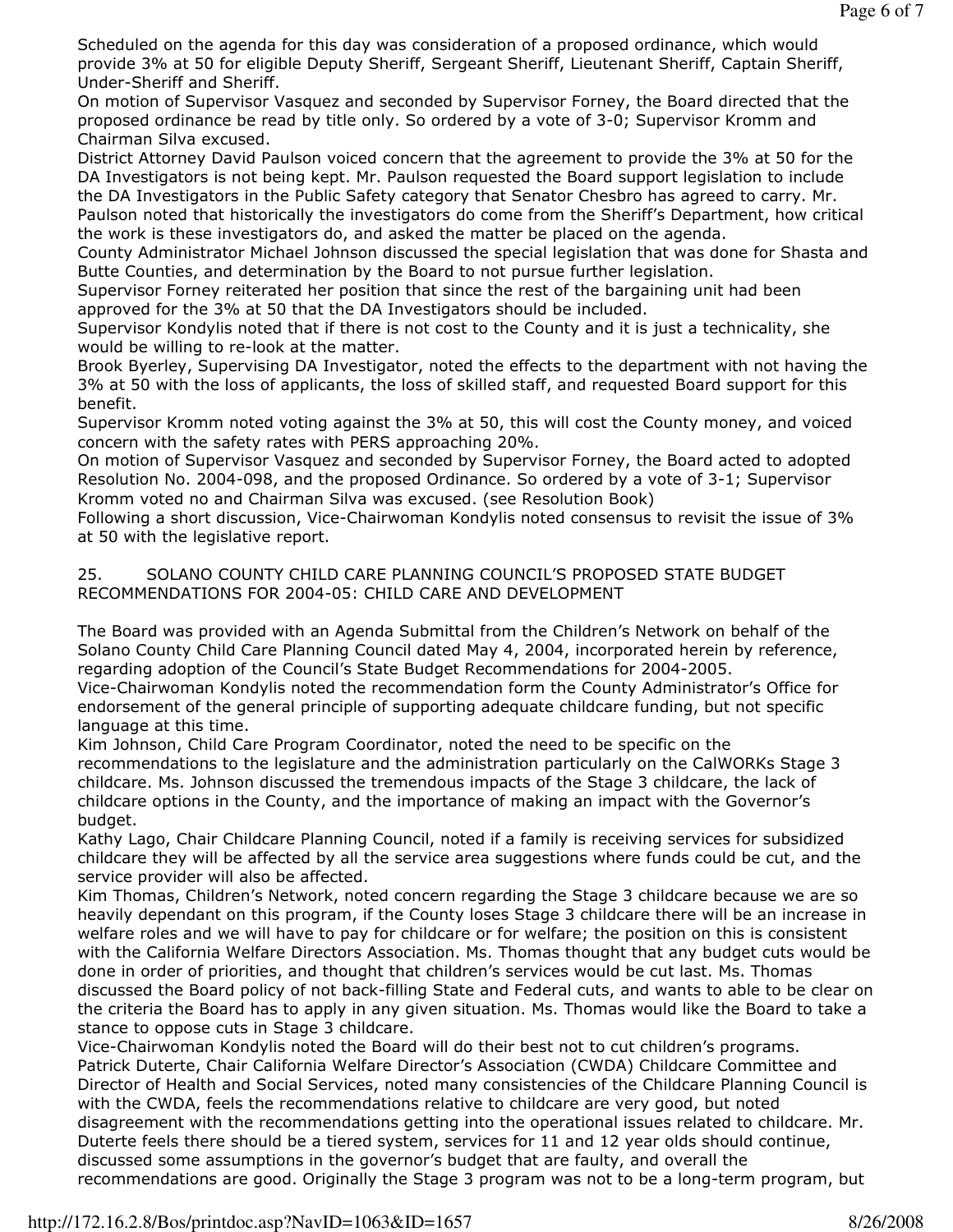Scheduled on the agenda for this day was consideration of a proposed ordinance, which would provide 3% at 50 for eligible Deputy Sheriff, Sergeant Sheriff, Lieutenant Sheriff, Captain Sheriff, Under-Sheriff and Sheriff.

On motion of Supervisor Vasquez and seconded by Supervisor Forney, the Board directed that the proposed ordinance be read by title only. So ordered by a vote of 3-0; Supervisor Kromm and Chairman Silva excused.

District Attorney David Paulson voiced concern that the agreement to provide the 3% at 50 for the DA Investigators is not being kept. Mr. Paulson requested the Board support legislation to include the DA Investigators in the Public Safety category that Senator Chesbro has agreed to carry. Mr. Paulson noted that historically the investigators do come from the Sheriff's Department, how critical the work is these investigators do, and asked the matter be placed on the agenda.

County Administrator Michael Johnson discussed the special legislation that was done for Shasta and Butte Counties, and determination by the Board to not pursue further legislation.

Supervisor Forney reiterated her position that since the rest of the bargaining unit had been approved for the 3% at 50 that the DA Investigators should be included.

Supervisor Kondylis noted that if there is not cost to the County and it is just a technicality, she would be willing to re-look at the matter.

Brook Byerley, Supervising DA Investigator, noted the effects to the department with not having the 3% at 50 with the loss of applicants, the loss of skilled staff, and requested Board support for this benefit.

Supervisor Kromm noted voting against the 3% at 50, this will cost the County money, and voiced concern with the safety rates with PERS approaching 20%.

On motion of Supervisor Vasquez and seconded by Supervisor Forney, the Board acted to adopted Resolution No. 2004-098, and the proposed Ordinance. So ordered by a vote of 3-1; Supervisor Kromm voted no and Chairman Silva was excused. (see Resolution Book)

Following a short discussion, Vice-Chairwoman Kondylis noted consensus to revisit the issue of 3% at 50 with the legislative report.

25. SOLANO COUNTY CHILD CARE PLANNING COUNCIL'S PROPOSED STATE BUDGET RECOMMENDATIONS FOR 2004-05: CHILD CARE AND DEVELOPMENT

The Board was provided with an Agenda Submittal from the Children's Network on behalf of the Solano County Child Care Planning Council dated May 4, 2004, incorporated herein by reference, regarding adoption of the Council's State Budget Recommendations for 2004-2005.

Vice-Chairwoman Kondylis noted the recommendation form the County Administrator's Office for endorsement of the general principle of supporting adequate childcare funding, but not specific language at this time.

Kim Johnson, Child Care Program Coordinator, noted the need to be specific on the recommendations to the legislature and the administration particularly on the CalWORKs Stage 3 childcare. Ms. Johnson discussed the tremendous impacts of the Stage 3 childcare, the lack of childcare options in the County, and the importance of making an impact with the Governor's budget.

Kathy Lago, Chair Childcare Planning Council, noted if a family is receiving services for subsidized childcare they will be affected by all the service area suggestions where funds could be cut, and the service provider will also be affected.

Kim Thomas, Children's Network, noted concern regarding the Stage 3 childcare because we are so heavily dependant on this program, if the County loses Stage 3 childcare there will be an increase in welfare roles and we will have to pay for childcare or for welfare; the position on this is consistent with the California Welfare Directors Association. Ms. Thomas thought that any budget cuts would be done in order of priorities, and thought that children's services would be cut last. Ms. Thomas discussed the Board policy of not back-filling State and Federal cuts, and wants to able to be clear on the criteria the Board has to apply in any given situation. Ms. Thomas would like the Board to take a stance to oppose cuts in Stage 3 childcare.

Vice-Chairwoman Kondylis noted the Board will do their best not to cut children's programs.

Patrick Duterte, Chair California Welfare Director's Association (CWDA) Childcare Committee and Director of Health and Social Services, noted many consistencies of the Childcare Planning Council is with the CWDA, feels the recommendations relative to childcare are very good, but noted disagreement with the recommendations getting into the operational issues related to childcare. Mr. Duterte feels there should be a tiered system, services for 11 and 12 year olds should continue, discussed some assumptions in the governor's budget that are faulty, and overall the recommendations are good. Originally the Stage 3 program was not to be a long-term program, but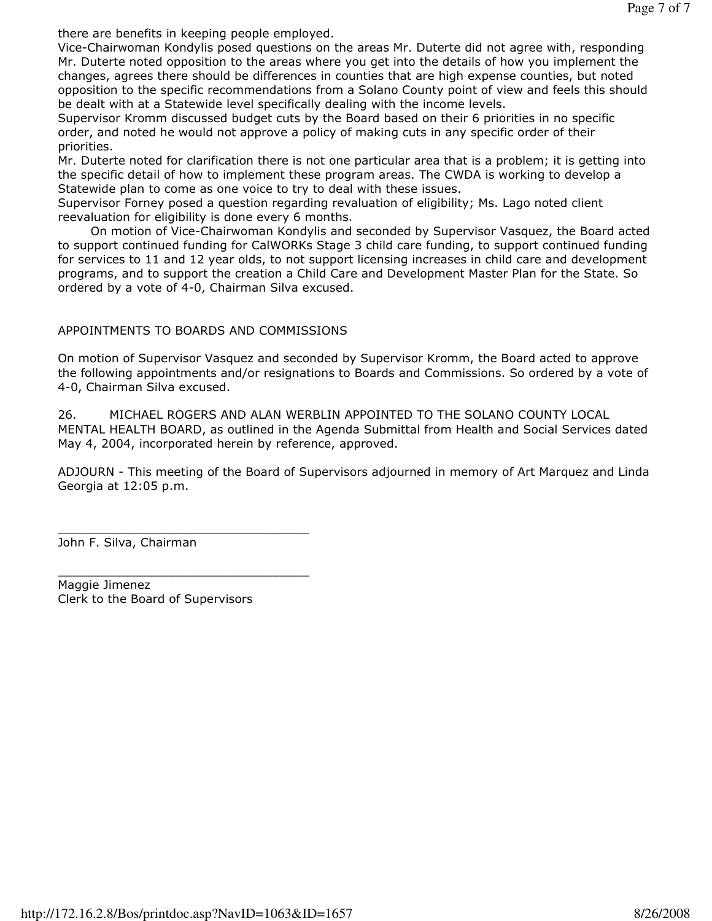there are benefits in keeping people employed.

Vice-Chairwoman Kondylis posed questions on the areas Mr. Duterte did not agree with, responding Mr. Duterte noted opposition to the areas where you get into the details of how you implement the changes, agrees there should be differences in counties that are high expense counties, but noted opposition to the specific recommendations from a Solano County point of view and feels this should be dealt with at a Statewide level specifically dealing with the income levels.

Supervisor Kromm discussed budget cuts by the Board based on their 6 priorities in no specific order, and noted he would not approve a policy of making cuts in any specific order of their priorities.

Mr. Duterte noted for clarification there is not one particular area that is a problem; it is getting into the specific detail of how to implement these program areas. The CWDA is working to develop a Statewide plan to come as one voice to try to deal with these issues.

Supervisor Forney posed a question regarding revaluation of eligibility; Ms. Lago noted client reevaluation for eligibility is done every 6 months.

On motion of Vice-Chairwoman Kondylis and seconded by Supervisor Vasquez, the Board acted to support continued funding for CalWORKs Stage 3 child care funding, to support continued funding for services to 11 and 12 year olds, to not support licensing increases in child care and development programs, and to support the creation a Child Care and Development Master Plan for the State. So ordered by a vote of 4-0, Chairman Silva excused.

APPOINTMENTS TO BOARDS AND COMMISSIONS

On motion of Supervisor Vasquez and seconded by Supervisor Kromm, the Board acted to approve the following appointments and/or resignations to Boards and Commissions. So ordered by a vote of 4-0, Chairman Silva excused.

26. MICHAEL ROGERS AND ALAN WERBLIN APPOINTED TO THE SOLANO COUNTY LOCAL MENTAL HEALTH BOARD, as outlined in the Agenda Submittal from Health and Social Services dated May 4, 2004, incorporated herein by reference, approved.

ADJOURN - This meeting of the Board of Supervisors adjourned in memory of Art Marquez and Linda Georgia at 12:05 p.m.

\_\_\_\_\_\_\_\_\_\_\_\_\_\_\_\_\_\_\_\_\_\_\_\_\_\_\_\_\_\_\_\_\_\_
John F. Silva, Chairman

\_\_\_\_\_\_\_\_\_\_\_\_\_\_\_\_\_\_\_\_\_\_\_\_\_\_\_\_\_\_\_\_\_\_
Maggie Jimenez
Clerk to the Board of Supervisors